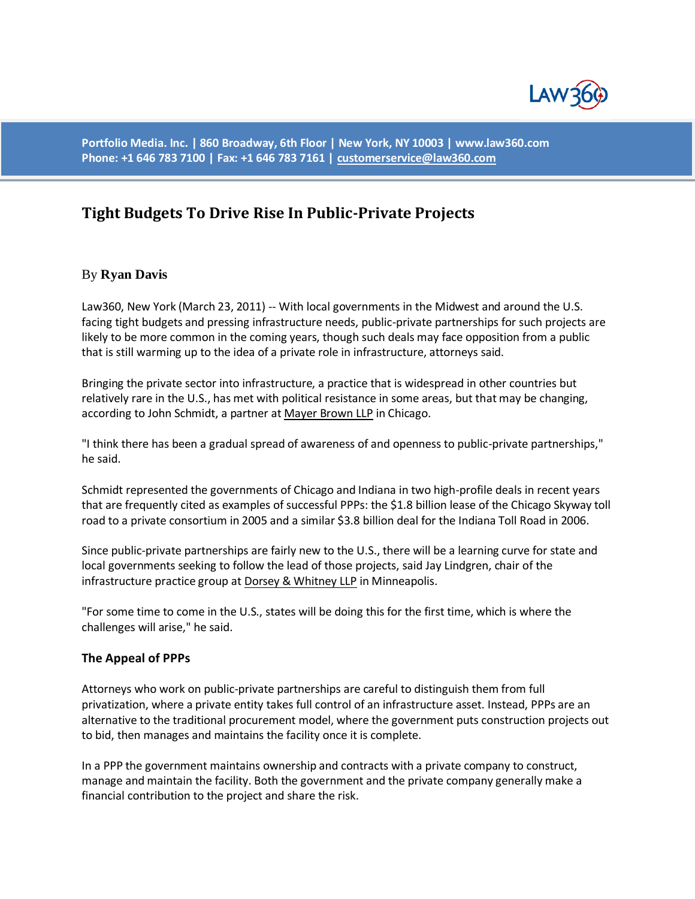Portfolio Media. Inc. | 860 Broadway, 6th Floor | New York, NY 10003 | www.law360.com
Phone: +1 646 783 7100 | Fax: +1 646 783 7161 | customerservice@law360.com

# Tight Budgets To Drive Rise In Public-Private Projects

By **Ryan Davis**

Law360, New York (March 23, 2011) -- With local governments in the Midwest and around the U.S. facing tight budgets and pressing infrastructure needs, public-private partnerships for such projects are likely to be more common in the coming years, though such deals may face opposition from a public that is still warming up to the idea of a private role in infrastructure, attorneys said.

Bringing the private sector into infrastructure, a practice that is widespread in other countries but relatively rare in the U.S., has met with political resistance in some areas, but that may be changing, according to John Schmidt, a partner at Mayer Brown LLP in Chicago.

"I think there has been a gradual spread of awareness of and openness to public-private partnerships," he said.

Schmidt represented the governments of Chicago and Indiana in two high-profile deals in recent years that are frequently cited as examples of successful PPPs: the $1.8 billion lease of the Chicago Skyway toll road to a private consortium in 2005 and a similar $3.8 billion deal for the Indiana Toll Road in 2006.

Since public-private partnerships are fairly new to the U.S., there will be a learning curve for state and local governments seeking to follow the lead of those projects, said Jay Lindgren, chair of the infrastructure practice group at Dorsey & Whitney LLP in Minneapolis.

"For some time to come in the U.S., states will be doing this for the first time, which is where the challenges will arise," he said.

### The Appeal of PPPs

Attorneys who work on public-private partnerships are careful to distinguish them from full privatization, where a private entity takes full control of an infrastructure asset. Instead, PPPs are an alternative to the traditional procurement model, where the government puts construction projects out to bid, then manages and maintains the facility once it is complete.

In a PPP the government maintains ownership and contracts with a private company to construct, manage and maintain the facility. Both the government and the private company generally make a financial contribution to the project and share the risk.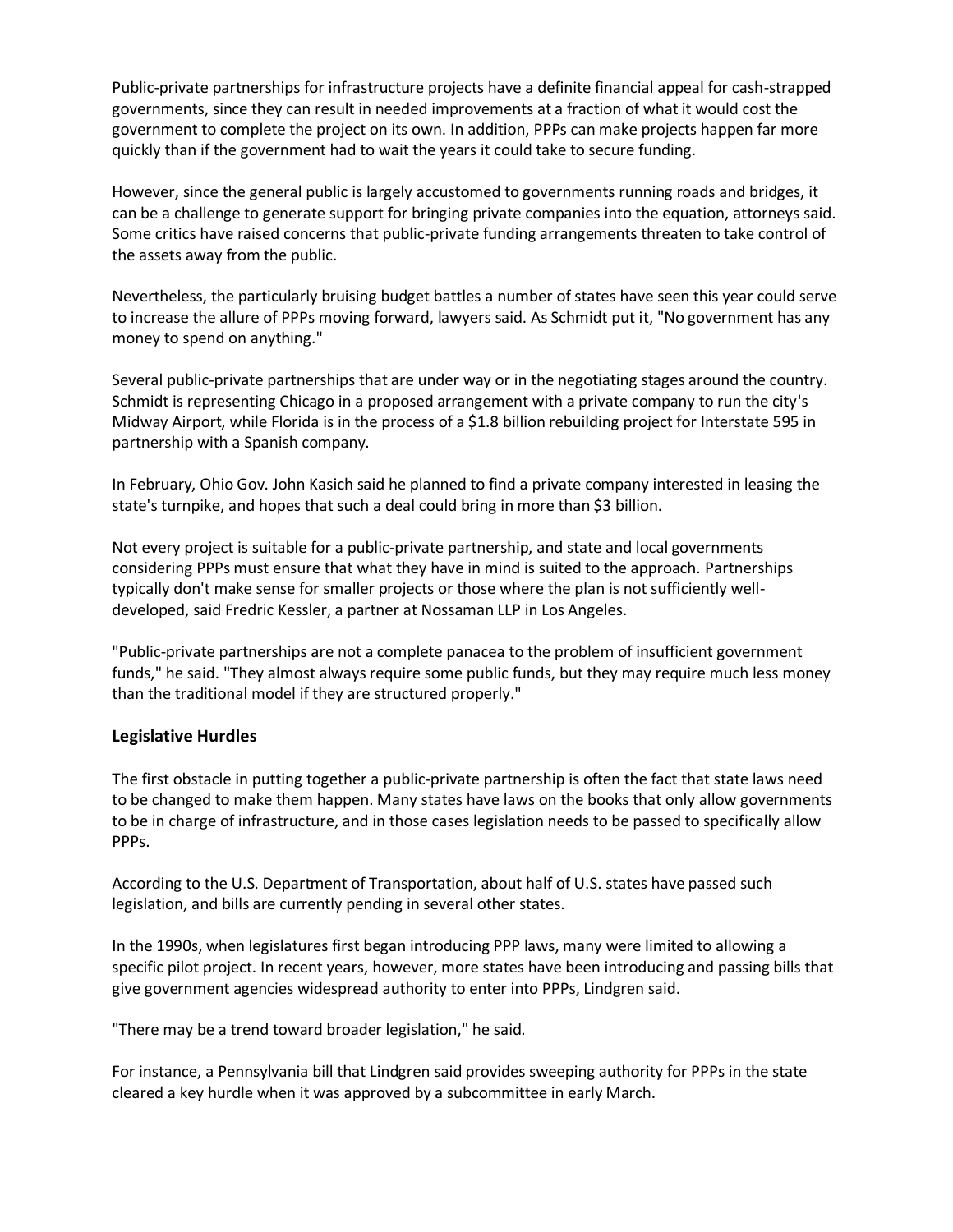Public-private partnerships for infrastructure projects have a definite financial appeal for cash-strapped governments, since they can result in needed improvements at a fraction of what it would cost the government to complete the project on its own. In addition, PPPs can make projects happen far more quickly than if the government had to wait the years it could take to secure funding.

However, since the general public is largely accustomed to governments running roads and bridges, it can be a challenge to generate support for bringing private companies into the equation, attorneys said. Some critics have raised concerns that public-private funding arrangements threaten to take control of the assets away from the public.

Nevertheless, the particularly bruising budget battles a number of states have seen this year could serve to increase the allure of PPPs moving forward, lawyers said. As Schmidt put it, "No government has any money to spend on anything."

Several public-private partnerships that are under way or in the negotiating stages around the country. Schmidt is representing Chicago in a proposed arrangement with a private company to run the city's Midway Airport, while Florida is in the process of a $1.8 billion rebuilding project for Interstate 595 in partnership with a Spanish company.

In February, Ohio Gov. John Kasich said he planned to find a private company interested in leasing the state's turnpike, and hopes that such a deal could bring in more than $3 billion.

Not every project is suitable for a public-private partnership, and state and local governments considering PPPs must ensure that what they have in mind is suited to the approach. Partnerships typically don't make sense for smaller projects or those where the plan is not sufficiently well-developed, said Fredric Kessler, a partner at Nossaman LLP in Los Angeles.

"Public-private partnerships are not a complete panacea to the problem of insufficient government funds," he said. "They almost always require some public funds, but they may require much less money than the traditional model if they are structured properly."

### Legislative Hurdles

The first obstacle in putting together a public-private partnership is often the fact that state laws need to be changed to make them happen. Many states have laws on the books that only allow governments to be in charge of infrastructure, and in those cases legislation needs to be passed to specifically allow PPPs.

According to the U.S. Department of Transportation, about half of U.S. states have passed such legislation, and bills are currently pending in several other states.

In the 1990s, when legislatures first began introducing PPP laws, many were limited to allowing a specific pilot project. In recent years, however, more states have been introducing and passing bills that give government agencies widespread authority to enter into PPPs, Lindgren said.

"There may be a trend toward broader legislation," he said.

For instance, a Pennsylvania bill that Lindgren said provides sweeping authority for PPPs in the state cleared a key hurdle when it was approved by a subcommittee in early March.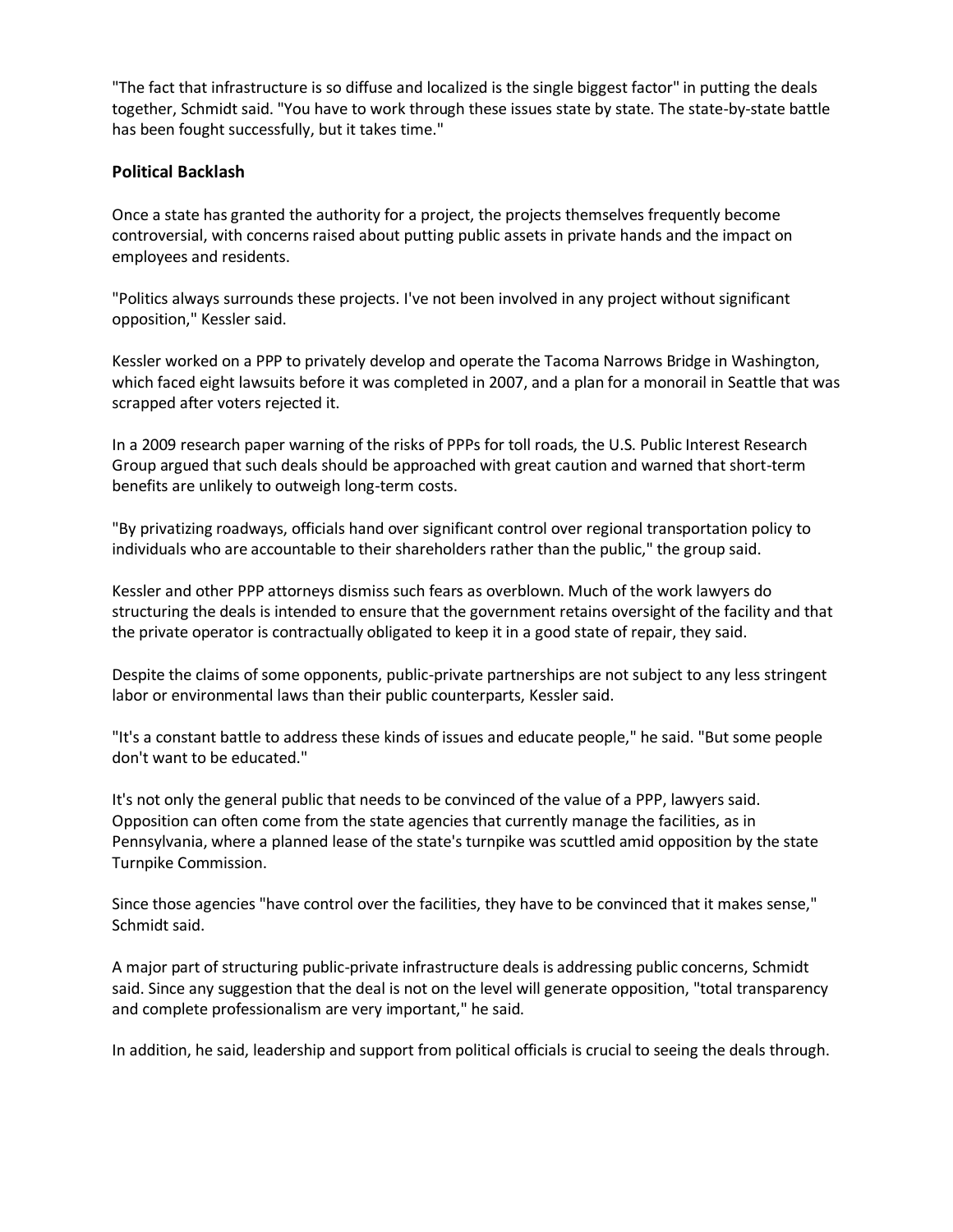"The fact that infrastructure is so diffuse and localized is the single biggest factor" in putting the deals together, Schmidt said. "You have to work through these issues state by state. The state-by-state battle has been fought successfully, but it takes time."

**Political Backlash**

Once a state has granted the authority for a project, the projects themselves frequently become controversial, with concerns raised about putting public assets in private hands and the impact on employees and residents.

"Politics always surrounds these projects. I've not been involved in any project without significant opposition," Kessler said.

Kessler worked on a PPP to privately develop and operate the Tacoma Narrows Bridge in Washington, which faced eight lawsuits before it was completed in 2007, and a plan for a monorail in Seattle that was scrapped after voters rejected it.

In a 2009 research paper warning of the risks of PPPs for toll roads, the U.S. Public Interest Research Group argued that such deals should be approached with great caution and warned that short-term benefits are unlikely to outweigh long-term costs.

"By privatizing roadways, officials hand over significant control over regional transportation policy to individuals who are accountable to their shareholders rather than the public," the group said.

Kessler and other PPP attorneys dismiss such fears as overblown. Much of the work lawyers do structuring the deals is intended to ensure that the government retains oversight of the facility and that the private operator is contractually obligated to keep it in a good state of repair, they said.

Despite the claims of some opponents, public-private partnerships are not subject to any less stringent labor or environmental laws than their public counterparts, Kessler said.

"It's a constant battle to address these kinds of issues and educate people," he said. "But some people don't want to be educated."

It's not only the general public that needs to be convinced of the value of a PPP, lawyers said. Opposition can often come from the state agencies that currently manage the facilities, as in Pennsylvania, where a planned lease of the state's turnpike was scuttled amid opposition by the state Turnpike Commission.

Since those agencies "have control over the facilities, they have to be convinced that it makes sense," Schmidt said.

A major part of structuring public-private infrastructure deals is addressing public concerns, Schmidt said. Since any suggestion that the deal is not on the level will generate opposition, "total transparency and complete professionalism are very important," he said.

In addition, he said, leadership and support from political officials is crucial to seeing the deals through.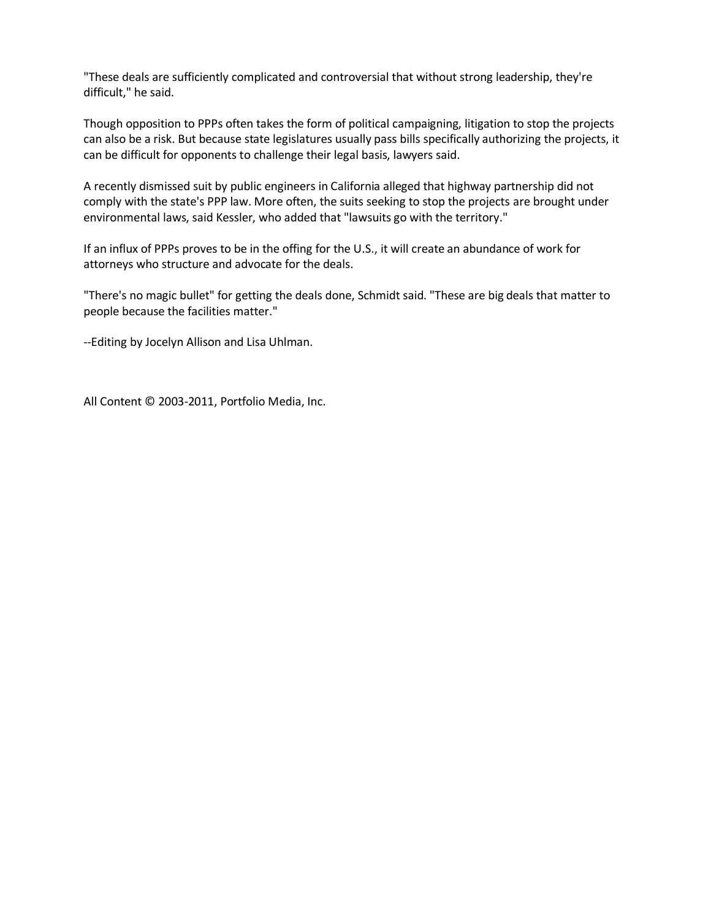"These deals are sufficiently complicated and controversial that without strong leadership, they're difficult," he said.

Though opposition to PPPs often takes the form of political campaigning, litigation to stop the projects can also be a risk. But because state legislatures usually pass bills specifically authorizing the projects, it can be difficult for opponents to challenge their legal basis, lawyers said.

A recently dismissed suit by public engineers in California alleged that highway partnership did not comply with the state's PPP law. More often, the suits seeking to stop the projects are brought under environmental laws, said Kessler, who added that "lawsuits go with the territory."

If an influx of PPPs proves to be in the offing for the U.S., it will create an abundance of work for attorneys who structure and advocate for the deals.

"There's no magic bullet" for getting the deals done, Schmidt said. "These are big deals that matter to people because the facilities matter."

--Editing by Jocelyn Allison and Lisa Uhlman.

All Content © 2003-2011, Portfolio Media, Inc.